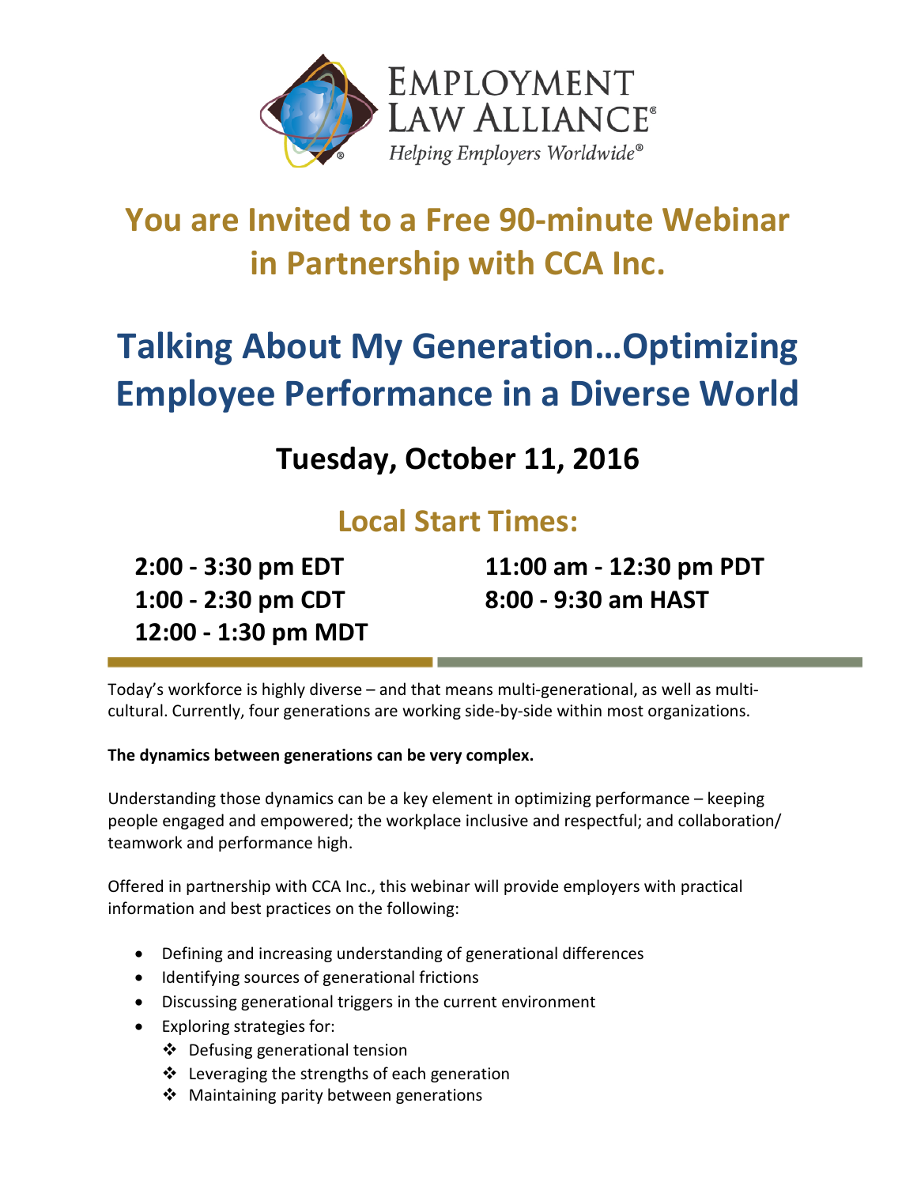EMPLOYMENT LAW ALLIANCE®

*Helping Employers Worldwide®*

# You are Invited to a Free 90-minute Webinar in Partnership with CCA Inc.

# Talking About My Generation…Optimizing Employee Performance in a Diverse World

## Tuesday, October 11, 2016

## Local Start Times:

**2:00 - 3:30 pm EDT**
**1:00 - 2:30 pm CDT**
**12:00 - 1:30 pm MDT**
**11:00 am - 12:30 pm PDT**
**8:00 - 9:30 am HAST**

Today's workforce is highly diverse – and that means multi-generational, as well as multi-cultural. Currently, four generations are working side-by-side within most organizations.

**The dynamics between generations can be very complex.**

Understanding those dynamics can be a key element in optimizing performance – keeping people engaged and empowered; the workplace inclusive and respectful; and collaboration/ teamwork and performance high.

Offered in partnership with CCA Inc., this webinar will provide employers with practical information and best practices on the following:

- Defining and increasing understanding of generational differences
- Identifying sources of generational frictions
- Discussing generational triggers in the current environment
- Exploring strategies for:
  - Defusing generational tension
  - Leveraging the strengths of each generation
  - Maintaining parity between generations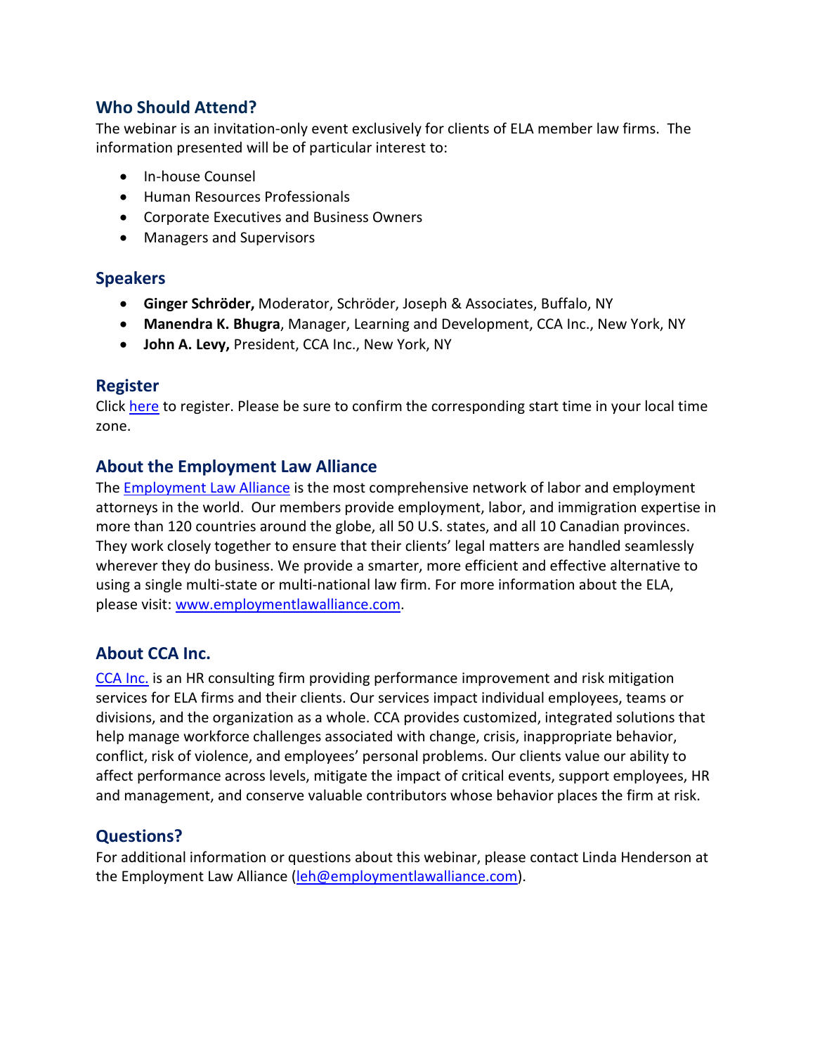## Who Should Attend?

The webinar is an invitation-only event exclusively for clients of ELA member law firms. The information presented will be of particular interest to:

- In-house Counsel
- Human Resources Professionals
- Corporate Executives and Business Owners
- Managers and Supervisors

## Speakers

- **Ginger Schröder,** Moderator, Schröder, Joseph & Associates, Buffalo, NY
- **Manendra K. Bhugra**, Manager, Learning and Development, CCA Inc., New York, NY
- **John A. Levy,** President, CCA Inc., New York, NY

## Register

Click here to register. Please be sure to confirm the corresponding start time in your local time zone.

## About the Employment Law Alliance

The Employment Law Alliance is the most comprehensive network of labor and employment attorneys in the world. Our members provide employment, labor, and immigration expertise in more than 120 countries around the globe, all 50 U.S. states, and all 10 Canadian provinces. They work closely together to ensure that their clients' legal matters are handled seamlessly wherever they do business. We provide a smarter, more efficient and effective alternative to using a single multi-state or multi-national law firm. For more information about the ELA, please visit: www.employmentlawalliance.com.

## About CCA Inc.

CCA Inc. is an HR consulting firm providing performance improvement and risk mitigation services for ELA firms and their clients. Our services impact individual employees, teams or divisions, and the organization as a whole. CCA provides customized, integrated solutions that help manage workforce challenges associated with change, crisis, inappropriate behavior, conflict, risk of violence, and employees' personal problems. Our clients value our ability to affect performance across levels, mitigate the impact of critical events, support employees, HR and management, and conserve valuable contributors whose behavior places the firm at risk.

## Questions?

For additional information or questions about this webinar, please contact Linda Henderson at the Employment Law Alliance (leh@employmentlawalliance.com).